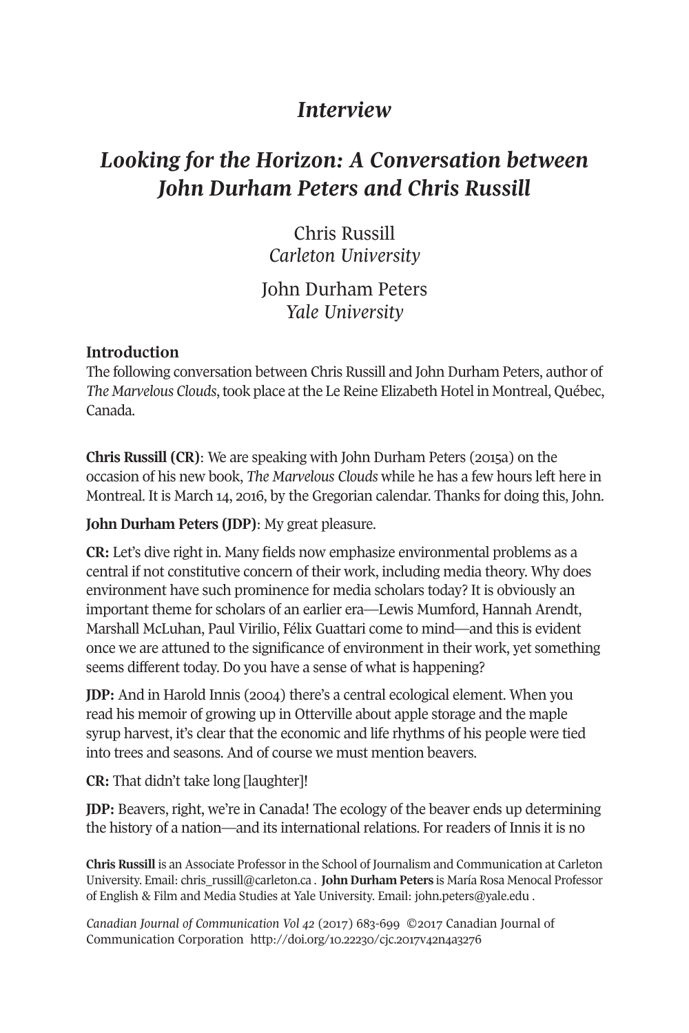# *Interview*

## *Looking for the Horizon: A Conversation between John Durham Peters and Chris Russill*

Chris Russill
*Carleton University*

John Durham Peters
*Yale University*

### Introduction

The following conversation between Chris Russill and John Durham Peters, author of *The Marvelous Clouds*, took place at the Le Reine Elizabeth Hotel in Montreal, Québec, Canada.

**Chris Russill (CR)**: We are speaking with John Durham Peters (2015a) on the occasion of his new book, *The Marvelous Clouds* while he has a few hours left here in Montreal. It is March 14, 2016, by the Gregorian calendar. Thanks for doing this, John.

**John Durham Peters (JDP)**: My great pleasure.

**CR:** Let's dive right in. Many fields now emphasize environmental problems as a central if not constitutive concern of their work, including media theory. Why does environment have such prominence for media scholars today? It is obviously an important theme for scholars of an earlier era—Lewis Mumford, Hannah Arendt, Marshall McLuhan, Paul Virilio, Félix Guattari come to mind—and this is evident once we are attuned to the significance of environment in their work, yet something seems different today. Do you have a sense of what is happening?

**JDP:** And in Harold Innis (2004) there's a central ecological element. When you read his memoir of growing up in Otterville about apple storage and the maple syrup harvest, it's clear that the economic and life rhythms of his people were tied into trees and seasons. And of course we must mention beavers.

**CR:** That didn't take long [laughter]!

**JDP:** Beavers, right, we're in Canada! The ecology of the beaver ends up determining the history of a nation—and its international relations. For readers of Innis it is no

**Chris Russill** is an Associate Professor in the School of Journalism and Communication at Carleton University. Email: chris_russill@carleton.ca . **John Durham Peters** is María Rosa Menocal Professor of English & Film and Media Studies at Yale University. Email: john.peters@yale.edu .

*Canadian Journal of Communication Vol 42* (2017) 683-699 ©2017 Canadian Journal of Communication Corporation http://doi.org/10.22230/cjc.2017v42n4a3276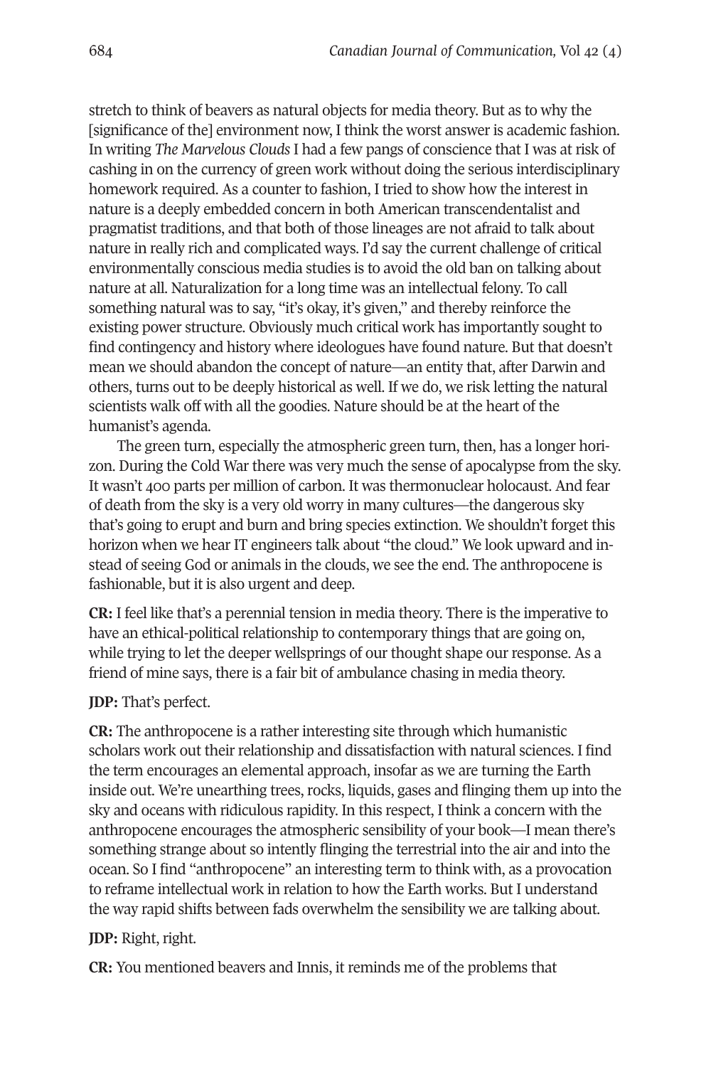stretch to think of beavers as natural objects for media theory. But as to why the [significance of the] environment now, I think the worst answer is academic fashion. In writing *The Marvelous Clouds* I had a few pangs of conscience that I was at risk of cashing in on the currency of green work without doing the serious interdisciplinary homework required. As a counter to fashion, I tried to show how the interest in nature is a deeply embedded concern in both American transcendentalist and pragmatist traditions, and that both of those lineages are not afraid to talk about nature in really rich and complicated ways. I'd say the current challenge of critical environmentally conscious media studies is to avoid the old ban on talking about nature at all. Naturalization for a long time was an intellectual felony. To call something natural was to say, "it's okay, it's given," and thereby reinforce the existing power structure. Obviously much critical work has importantly sought to find contingency and history where ideologues have found nature. But that doesn't mean we should abandon the concept of nature—an entity that, after Darwin and others, turns out to be deeply historical as well. If we do, we risk letting the natural scientists walk off with all the goodies. Nature should be at the heart of the humanist's agenda.

The green turn, especially the atmospheric green turn, then, has a longer horizon. During the Cold War there was very much the sense of apocalypse from the sky. It wasn't 400 parts per million of carbon. It was thermonuclear holocaust. And fear of death from the sky is a very old worry in many cultures—the dangerous sky that's going to erupt and burn and bring species extinction. We shouldn't forget this horizon when we hear IT engineers talk about "the cloud." We look upward and instead of seeing God or animals in the clouds, we see the end. The anthropocene is fashionable, but it is also urgent and deep.

**CR:** I feel like that's a perennial tension in media theory. There is the imperative to have an ethical-political relationship to contemporary things that are going on, while trying to let the deeper wellsprings of our thought shape our response. As a friend of mine says, there is a fair bit of ambulance chasing in media theory.

**JDP:** That's perfect.

**CR:** The anthropocene is a rather interesting site through which humanistic scholars work out their relationship and dissatisfaction with natural sciences. I find the term encourages an elemental approach, insofar as we are turning the Earth inside out. We're unearthing trees, rocks, liquids, gases and flinging them up into the sky and oceans with ridiculous rapidity. In this respect, I think a concern with the anthropocene encourages the atmospheric sensibility of your book—I mean there's something strange about so intently flinging the terrestrial into the air and into the ocean. So I find "anthropocene" an interesting term to think with, as a provocation to reframe intellectual work in relation to how the Earth works. But I understand the way rapid shifts between fads overwhelm the sensibility we are talking about.

**JDP:** Right, right.

**CR:** You mentioned beavers and Innis, it reminds me of the problems that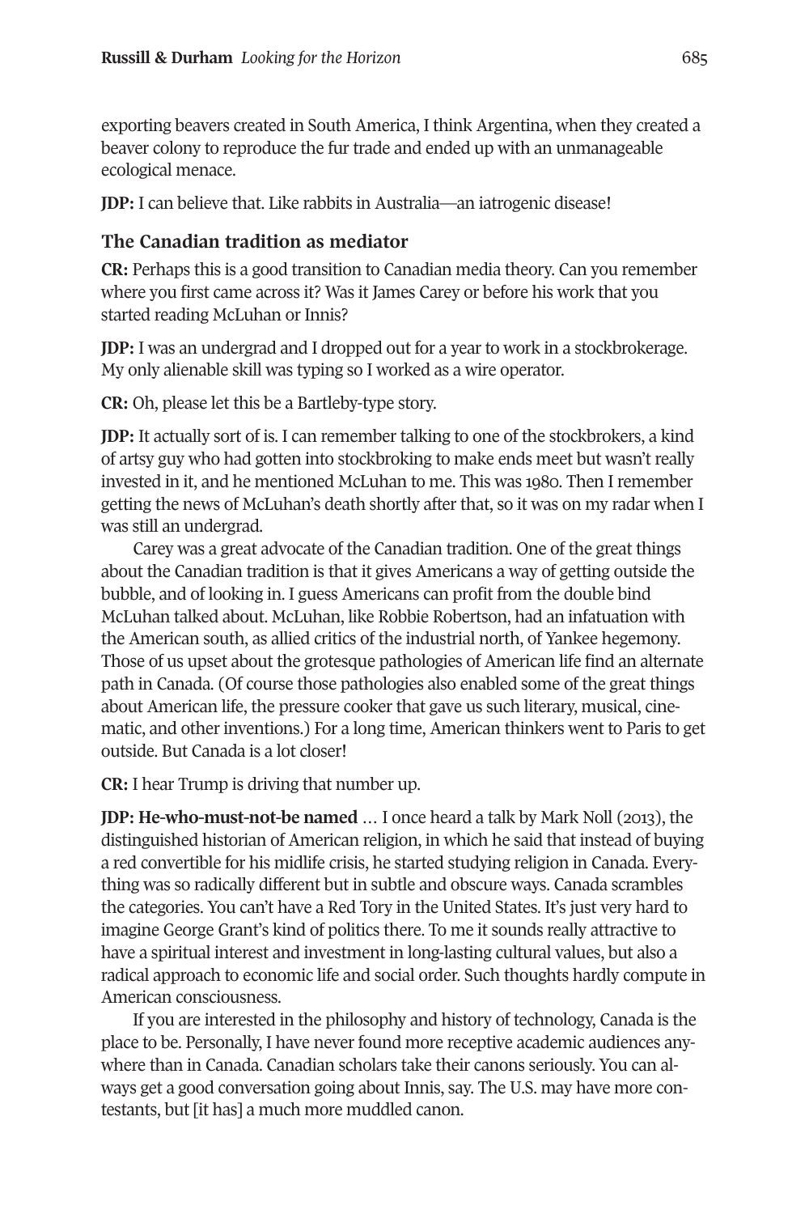exporting beavers created in South America, I think Argentina, when they created a beaver colony to reproduce the fur trade and ended up with an unmanageable ecological menace.

**JDP:** I can believe that. Like rabbits in Australia—an iatrogenic disease!

## The Canadian tradition as mediator

**CR:** Perhaps this is a good transition to Canadian media theory. Can you remember where you first came across it? Was it James Carey or before his work that you started reading McLuhan or Innis?

**JDP:** I was an undergrad and I dropped out for a year to work in a stockbrokerage. My only alienable skill was typing so I worked as a wire operator.

**CR:** Oh, please let this be a Bartleby-type story.

**JDP:** It actually sort of is. I can remember talking to one of the stockbrokers, a kind of artsy guy who had gotten into stockbroking to make ends meet but wasn't really invested in it, and he mentioned McLuhan to me. This was 1980. Then I remember getting the news of McLuhan's death shortly after that, so it was on my radar when I was still an undergrad.

Carey was a great advocate of the Canadian tradition. One of the great things about the Canadian tradition is that it gives Americans a way of getting outside the bubble, and of looking in. I guess Americans can profit from the double bind McLuhan talked about. McLuhan, like Robbie Robertson, had an infatuation with the American south, as allied critics of the industrial north, of Yankee hegemony. Those of us upset about the grotesque pathologies of American life find an alternate path in Canada. (Of course those pathologies also enabled some of the great things about American life, the pressure cooker that gave us such literary, musical, cinematic, and other inventions.) For a long time, American thinkers went to Paris to get outside. But Canada is a lot closer!

**CR:** I hear Trump is driving that number up.

**JDP: He-who-must-not-be named** … I once heard a talk by Mark Noll (2013), the distinguished historian of American religion, in which he said that instead of buying a red convertible for his midlife crisis, he started studying religion in Canada. Everything was so radically different but in subtle and obscure ways. Canada scrambles the categories. You can't have a Red Tory in the United States. It's just very hard to imagine George Grant's kind of politics there. To me it sounds really attractive to have a spiritual interest and investment in long-lasting cultural values, but also a radical approach to economic life and social order. Such thoughts hardly compute in American consciousness.

If you are interested in the philosophy and history of technology, Canada is the place to be. Personally, I have never found more receptive academic audiences anywhere than in Canada. Canadian scholars take their canons seriously. You can always get a good conversation going about Innis, say. The U.S. may have more contestants, but [it has] a much more muddled canon.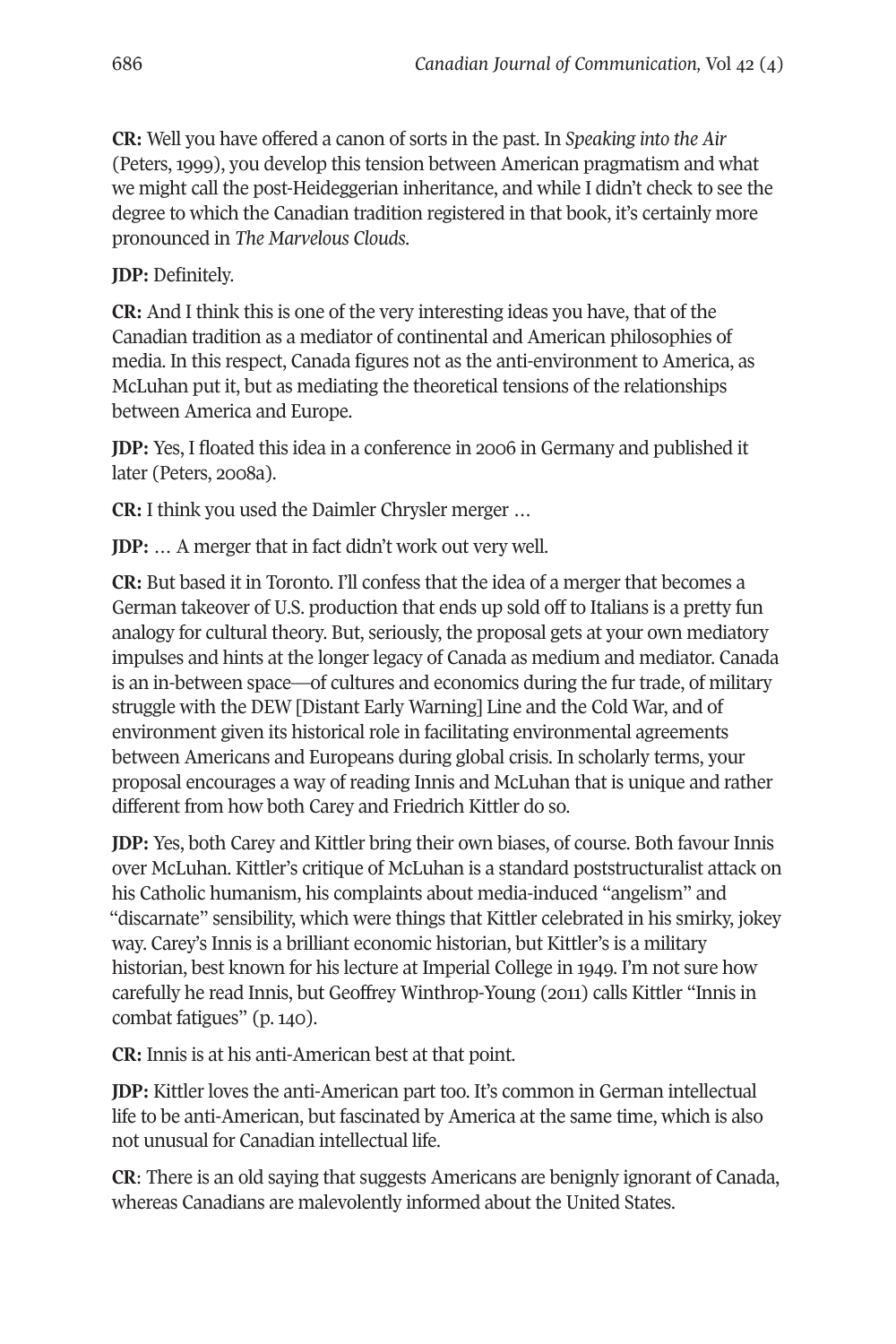**CR:** Well you have offered a canon of sorts in the past. In *Speaking into the Air* (Peters, 1999), you develop this tension between American pragmatism and what we might call the post-Heideggerian inheritance, and while I didn't check to see the degree to which the Canadian tradition registered in that book, it's certainly more pronounced in *The Marvelous Clouds*.

**JDP:** Definitely.

**CR:** And I think this is one of the very interesting ideas you have, that of the Canadian tradition as a mediator of continental and American philosophies of media. In this respect, Canada figures not as the anti-environment to America, as McLuhan put it, but as mediating the theoretical tensions of the relationships between America and Europe.

**JDP:** Yes, I floated this idea in a conference in 2006 in Germany and published it later (Peters, 2008a).

**CR:** I think you used the Daimler Chrysler merger …

**JDP:** … A merger that in fact didn't work out very well.

**CR:** But based it in Toronto. I'll confess that the idea of a merger that becomes a German takeover of U.S. production that ends up sold off to Italians is a pretty fun analogy for cultural theory. But, seriously, the proposal gets at your own mediatory impulses and hints at the longer legacy of Canada as medium and mediator. Canada is an in-between space—of cultures and economics during the fur trade, of military struggle with the DEW [Distant Early Warning] Line and the Cold War, and of environment given its historical role in facilitating environmental agreements between Americans and Europeans during global crisis. In scholarly terms, your proposal encourages a way of reading Innis and McLuhan that is unique and rather different from how both Carey and Friedrich Kittler do so.

**JDP:** Yes, both Carey and Kittler bring their own biases, of course. Both favour Innis over McLuhan. Kittler's critique of McLuhan is a standard poststructuralist attack on his Catholic humanism, his complaints about media-induced "angelism" and "discarnate" sensibility, which were things that Kittler celebrated in his smirky, jokey way. Carey's Innis is a brilliant economic historian, but Kittler's is a military historian, best known for his lecture at Imperial College in 1949. I'm not sure how carefully he read Innis, but Geoffrey Winthrop-Young (2011) calls Kittler "Innis in combat fatigues" (p. 140).

**CR:** Innis is at his anti-American best at that point.

**JDP:** Kittler loves the anti-American part too. It's common in German intellectual life to be anti-American, but fascinated by America at the same time, which is also not unusual for Canadian intellectual life.

**CR**: There is an old saying that suggests Americans are benignly ignorant of Canada, whereas Canadians are malevolently informed about the United States.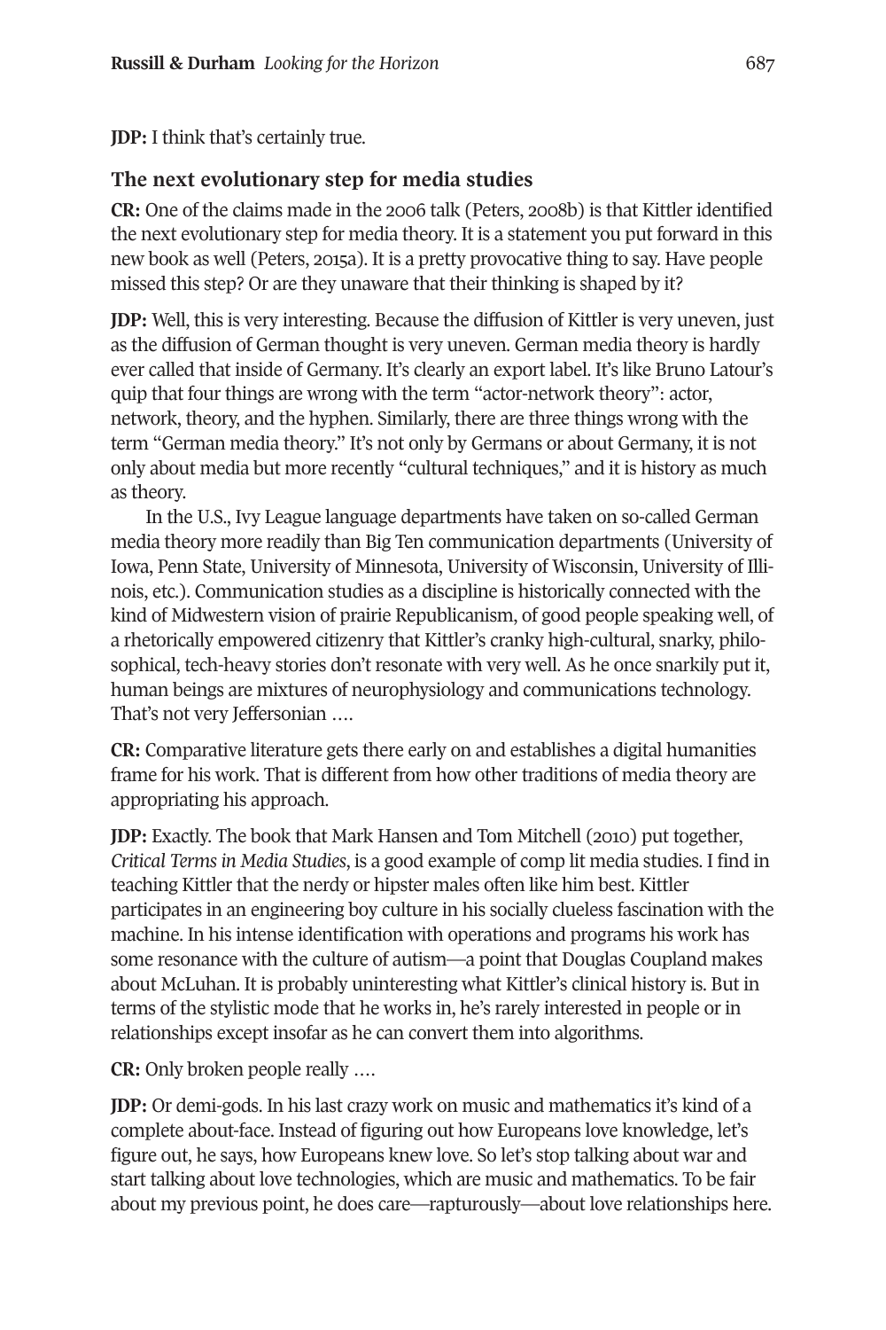**JDP:** I think that's certainly true.

## The next evolutionary step for media studies

**CR:** One of the claims made in the 2006 talk (Peters, 2008b) is that Kittler identified the next evolutionary step for media theory. It is a statement you put forward in this new book as well (Peters, 2015a). It is a pretty provocative thing to say. Have people missed this step? Or are they unaware that their thinking is shaped by it?

**JDP:** Well, this is very interesting. Because the diffusion of Kittler is very uneven, just as the diffusion of German thought is very uneven. German media theory is hardly ever called that inside of Germany. It's clearly an export label. It's like Bruno Latour's quip that four things are wrong with the term "actor-network theory": actor, network, theory, and the hyphen. Similarly, there are three things wrong with the term "German media theory." It's not only by Germans or about Germany, it is not only about media but more recently "cultural techniques," and it is history as much as theory.

In the U.S., Ivy League language departments have taken on so-called German media theory more readily than Big Ten communication departments (University of Iowa, Penn State, University of Minnesota, University of Wisconsin, University of Illinois, etc.). Communication studies as a discipline is historically connected with the kind of Midwestern vision of prairie Republicanism, of good people speaking well, of a rhetorically empowered citizenry that Kittler's cranky high-cultural, snarky, philosophical, tech-heavy stories don't resonate with very well. As he once snarkily put it, human beings are mixtures of neurophysiology and communications technology. That's not very Jeffersonian ....

**CR:** Comparative literature gets there early on and establishes a digital humanities frame for his work. That is different from how other traditions of media theory are appropriating his approach.

**JDP:** Exactly. The book that Mark Hansen and Tom Mitchell (2010) put together, *Critical Terms in Media Studies*, is a good example of comp lit media studies. I find in teaching Kittler that the nerdy or hipster males often like him best. Kittler participates in an engineering boy culture in his socially clueless fascination with the machine. In his intense identification with operations and programs his work has some resonance with the culture of autism—a point that Douglas Coupland makes about McLuhan. It is probably uninteresting what Kittler's clinical history is. But in terms of the stylistic mode that he works in, he's rarely interested in people or in relationships except insofar as he can convert them into algorithms.

**CR:** Only broken people really ....

**JDP:** Or demi-gods. In his last crazy work on music and mathematics it's kind of a complete about-face. Instead of figuring out how Europeans love knowledge, let's figure out, he says, how Europeans knew love. So let's stop talking about war and start talking about love technologies, which are music and mathematics. To be fair about my previous point, he does care—rapturously—about love relationships here.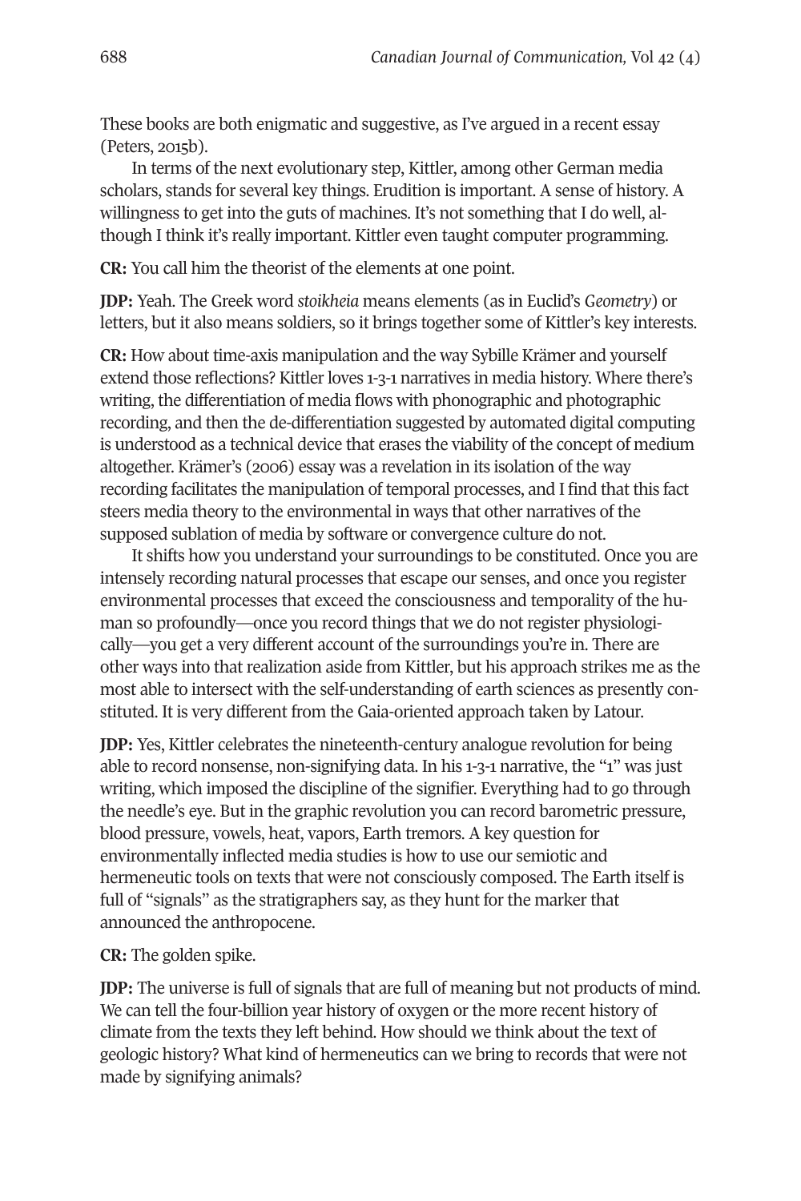These books are both enigmatic and suggestive, as I've argued in a recent essay (Peters, 2015b).

In terms of the next evolutionary step, Kittler, among other German media scholars, stands for several key things. Erudition is important. A sense of history. A willingness to get into the guts of machines. It's not something that I do well, although I think it's really important. Kittler even taught computer programming.

**CR:** You call him the theorist of the elements at one point.

**JDP:** Yeah. The Greek word *stoikheia* means elements (as in Euclid's *Geometry*) or letters, but it also means soldiers, so it brings together some of Kittler's key interests.

**CR:** How about time-axis manipulation and the way Sybille Krämer and yourself extend those reflections? Kittler loves 1-3-1 narratives in media history. Where there's writing, the differentiation of media flows with phonographic and photographic recording, and then the de-differentiation suggested by automated digital computing is understood as a technical device that erases the viability of the concept of medium altogether. Krämer's (2006) essay was a revelation in its isolation of the way recording facilitates the manipulation of temporal processes, and I find that this fact steers media theory to the environmental in ways that other narratives of the supposed sublation of media by software or convergence culture do not.

It shifts how you understand your surroundings to be constituted. Once you are intensely recording natural processes that escape our senses, and once you register environmental processes that exceed the consciousness and temporality of the human so profoundly—once you record things that we do not register physiologically—you get a very different account of the surroundings you're in. There are other ways into that realization aside from Kittler, but his approach strikes me as the most able to intersect with the self-understanding of earth sciences as presently constituted. It is very different from the Gaia-oriented approach taken by Latour.

**JDP:** Yes, Kittler celebrates the nineteenth-century analogue revolution for being able to record nonsense, non-signifying data. In his 1-3-1 narrative, the "1" was just writing, which imposed the discipline of the signifier. Everything had to go through the needle's eye. But in the graphic revolution you can record barometric pressure, blood pressure, vowels, heat, vapors, Earth tremors. A key question for environmentally inflected media studies is how to use our semiotic and hermeneutic tools on texts that were not consciously composed. The Earth itself is full of "signals" as the stratigraphers say, as they hunt for the marker that announced the anthropocene.

**CR:** The golden spike.

**JDP:** The universe is full of signals that are full of meaning but not products of mind. We can tell the four-billion year history of oxygen or the more recent history of climate from the texts they left behind. How should we think about the text of geologic history? What kind of hermeneutics can we bring to records that were not made by signifying animals?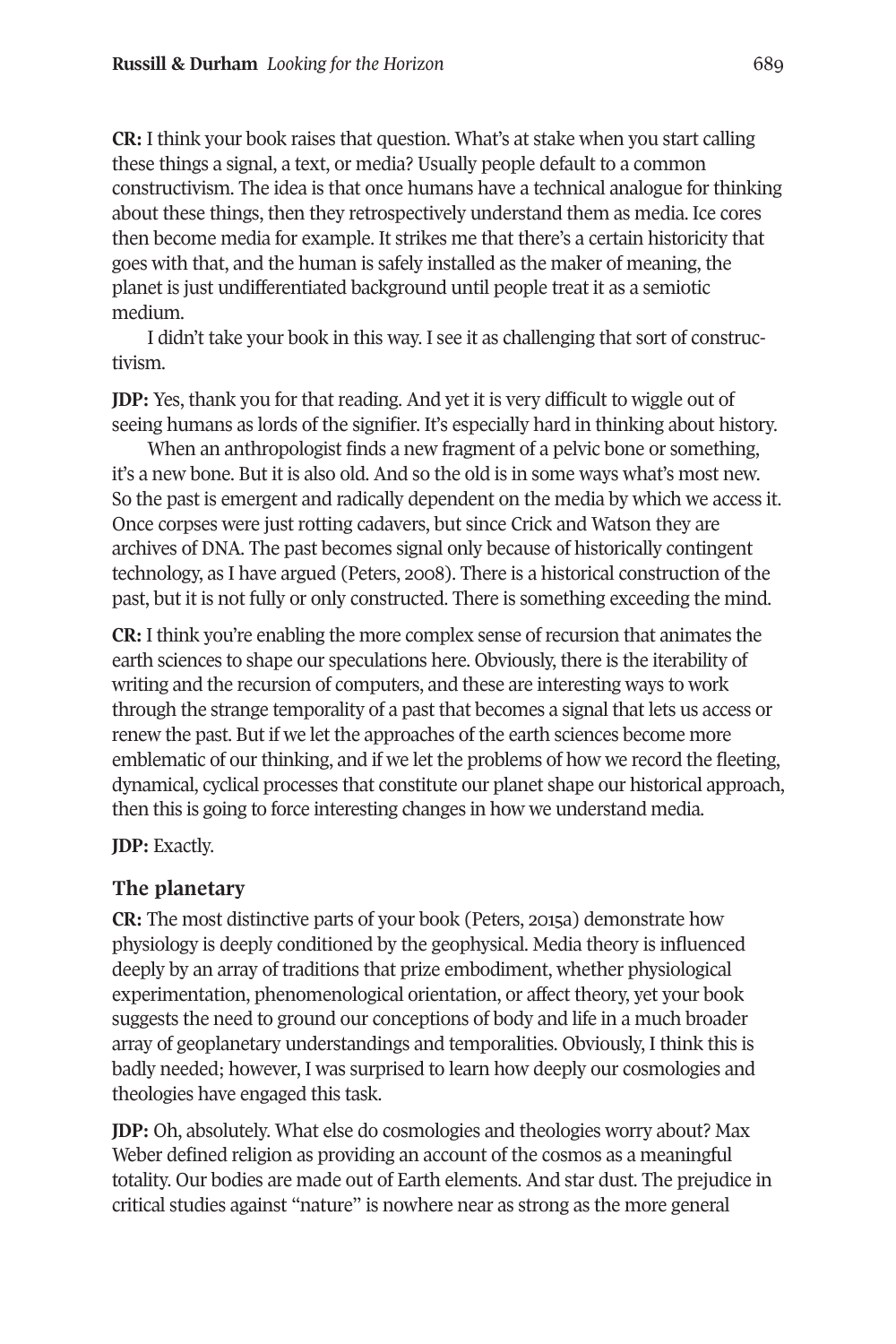**CR:** I think your book raises that question. What's at stake when you start calling these things a signal, a text, or media? Usually people default to a common constructivism. The idea is that once humans have a technical analogue for thinking about these things, then they retrospectively understand them as media. Ice cores then become media for example. It strikes me that there's a certain historicity that goes with that, and the human is safely installed as the maker of meaning, the planet is just undifferentiated background until people treat it as a semiotic medium.

I didn't take your book in this way. I see it as challenging that sort of constructivism.

**JDP:** Yes, thank you for that reading. And yet it is very difficult to wiggle out of seeing humans as lords of the signifier. It's especially hard in thinking about history.

When an anthropologist finds a new fragment of a pelvic bone or something, it's a new bone. But it is also old. And so the old is in some ways what's most new. So the past is emergent and radically dependent on the media by which we access it. Once corpses were just rotting cadavers, but since Crick and Watson they are archives of DNA. The past becomes signal only because of historically contingent technology, as I have argued (Peters, 2008). There is a historical construction of the past, but it is not fully or only constructed. There is something exceeding the mind.

**CR:** I think you're enabling the more complex sense of recursion that animates the earth sciences to shape our speculations here. Obviously, there is the iterability of writing and the recursion of computers, and these are interesting ways to work through the strange temporality of a past that becomes a signal that lets us access or renew the past. But if we let the approaches of the earth sciences become more emblematic of our thinking, and if we let the problems of how we record the fleeting, dynamical, cyclical processes that constitute our planet shape our historical approach, then this is going to force interesting changes in how we understand media.

**JDP:** Exactly.

## The planetary

**CR:** The most distinctive parts of your book (Peters, 2015a) demonstrate how physiology is deeply conditioned by the geophysical. Media theory is influenced deeply by an array of traditions that prize embodiment, whether physiological experimentation, phenomenological orientation, or affect theory, yet your book suggests the need to ground our conceptions of body and life in a much broader array of geoplanetary understandings and temporalities. Obviously, I think this is badly needed; however, I was surprised to learn how deeply our cosmologies and theologies have engaged this task.

**JDP:** Oh, absolutely. What else do cosmologies and theologies worry about? Max Weber defined religion as providing an account of the cosmos as a meaningful totality. Our bodies are made out of Earth elements. And star dust. The prejudice in critical studies against "nature" is nowhere near as strong as the more general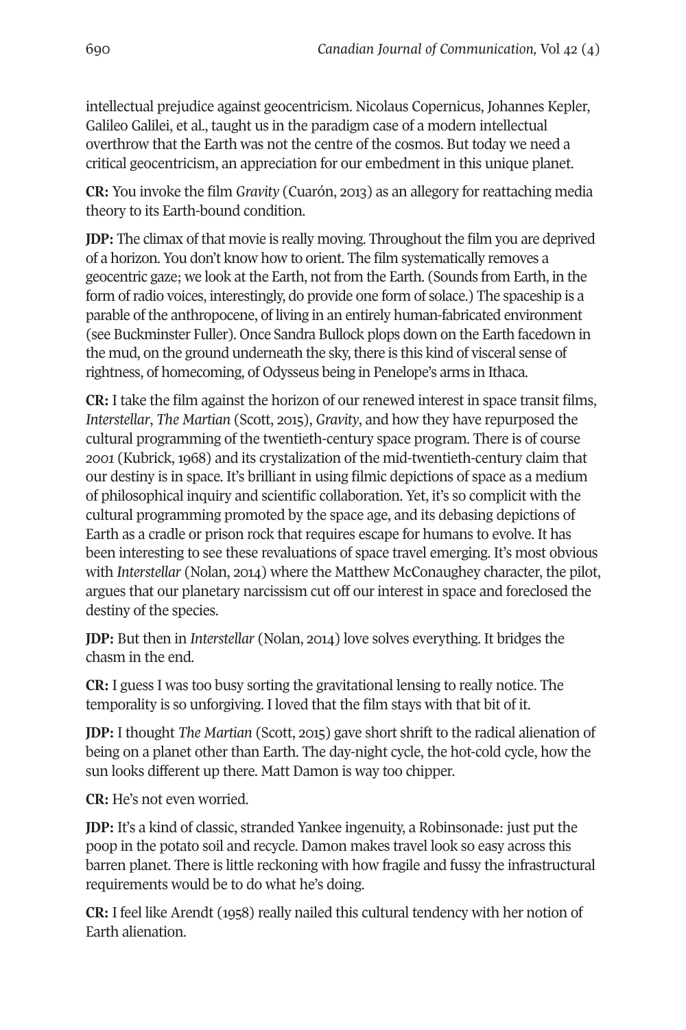intellectual prejudice against geocentricism. Nicolaus Copernicus, Johannes Kepler, Galileo Galilei, et al., taught us in the paradigm case of a modern intellectual overthrow that the Earth was not the centre of the cosmos. But today we need a critical geocentricism, an appreciation for our embedment in this unique planet.

**CR:** You invoke the film *Gravity* (Cuarón, 2013) as an allegory for reattaching media theory to its Earth-bound condition.

**JDP:** The climax of that movie is really moving. Throughout the film you are deprived of a horizon. You don't know how to orient. The film systematically removes a geocentric gaze; we look at the Earth, not from the Earth. (Sounds from Earth, in the form of radio voices, interestingly, do provide one form of solace.) The spaceship is a parable of the anthropocene, of living in an entirely human-fabricated environment (see Buckminster Fuller). Once Sandra Bullock plops down on the Earth facedown in the mud, on the ground underneath the sky, there is this kind of visceral sense of rightness, of homecoming, of Odysseus being in Penelope's arms in Ithaca.

**CR:** I take the film against the horizon of our renewed interest in space transit films, *Interstellar*, *The Martian* (Scott, 2015), *Gravity*, and how they have repurposed the cultural programming of the twentieth-century space program. There is of course *2001* (Kubrick, 1968) and its crystalization of the mid-twentieth-century claim that our destiny is in space. It's brilliant in using filmic depictions of space as a medium of philosophical inquiry and scientific collaboration. Yet, it's so complicit with the cultural programming promoted by the space age, and its debasing depictions of Earth as a cradle or prison rock that requires escape for humans to evolve. It has been interesting to see these revaluations of space travel emerging. It's most obvious with *Interstellar* (Nolan, 2014) where the Matthew McConaughey character, the pilot, argues that our planetary narcissism cut off our interest in space and foreclosed the destiny of the species.

**JDP:** But then in *Interstellar* (Nolan, 2014) love solves everything. It bridges the chasm in the end.

**CR:** I guess I was too busy sorting the gravitational lensing to really notice. The temporality is so unforgiving. I loved that the film stays with that bit of it.

**JDP:** I thought *The Martian* (Scott, 2015) gave short shrift to the radical alienation of being on a planet other than Earth. The day-night cycle, the hot-cold cycle, how the sun looks different up there. Matt Damon is way too chipper.

**CR:** He's not even worried.

**JDP:** It's a kind of classic, stranded Yankee ingenuity, a Robinsonade: just put the poop in the potato soil and recycle. Damon makes travel look so easy across this barren planet. There is little reckoning with how fragile and fussy the infrastructural requirements would be to do what he's doing.

**CR:** I feel like Arendt (1958) really nailed this cultural tendency with her notion of Earth alienation.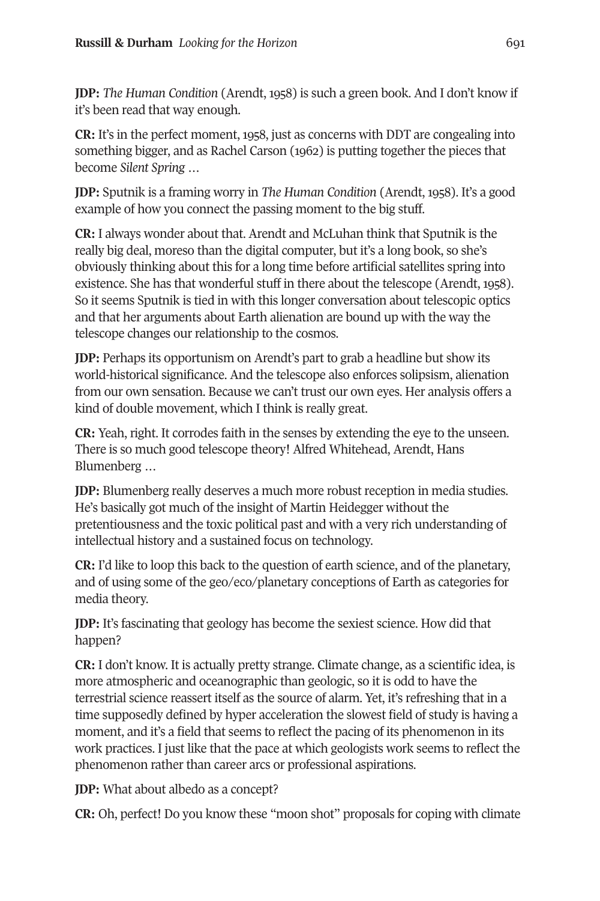**JDP:** *The Human Condition* (Arendt, 1958) is such a green book. And I don't know if it's been read that way enough.

**CR:** It's in the perfect moment, 1958, just as concerns with DDT are congealing into something bigger, and as Rachel Carson (1962) is putting together the pieces that become *Silent Spring* …

**JDP:** Sputnik is a framing worry in *The Human Condition* (Arendt, 1958). It's a good example of how you connect the passing moment to the big stuff.

**CR:** I always wonder about that. Arendt and McLuhan think that Sputnik is the really big deal, moreso than the digital computer, but it's a long book, so she's obviously thinking about this for a long time before artificial satellites spring into existence. She has that wonderful stuff in there about the telescope (Arendt, 1958). So it seems Sputnik is tied in with this longer conversation about telescopic optics and that her arguments about Earth alienation are bound up with the way the telescope changes our relationship to the cosmos.

**JDP:** Perhaps its opportunism on Arendt's part to grab a headline but show its world-historical significance. And the telescope also enforces solipsism, alienation from our own sensation. Because we can't trust our own eyes. Her analysis offers a kind of double movement, which I think is really great.

**CR:** Yeah, right. It corrodes faith in the senses by extending the eye to the unseen. There is so much good telescope theory! Alfred Whitehead, Arendt, Hans Blumenberg …

**JDP:** Blumenberg really deserves a much more robust reception in media studies. He's basically got much of the insight of Martin Heidegger without the pretentiousness and the toxic political past and with a very rich understanding of intellectual history and a sustained focus on technology.

**CR:** I'd like to loop this back to the question of earth science, and of the planetary, and of using some of the geo/eco/planetary conceptions of Earth as categories for media theory.

**JDP:** It's fascinating that geology has become the sexiest science. How did that happen?

**CR:** I don't know. It is actually pretty strange. Climate change, as a scientific idea, is more atmospheric and oceanographic than geologic, so it is odd to have the terrestrial science reassert itself as the source of alarm. Yet, it's refreshing that in a time supposedly defined by hyper acceleration the slowest field of study is having a moment, and it's a field that seems to reflect the pacing of its phenomenon in its work practices. I just like that the pace at which geologists work seems to reflect the phenomenon rather than career arcs or professional aspirations.

**JDP:** What about albedo as a concept?

**CR:** Oh, perfect! Do you know these "moon shot" proposals for coping with climate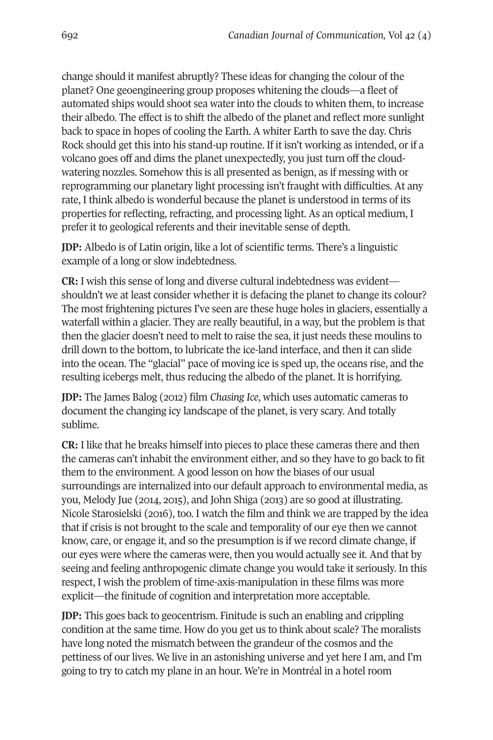change should it manifest abruptly? These ideas for changing the colour of the planet? One geoengineering group proposes whitening the clouds—a fleet of automated ships would shoot sea water into the clouds to whiten them, to increase their albedo. The effect is to shift the albedo of the planet and reflect more sunlight back to space in hopes of cooling the Earth. A whiter Earth to save the day. Chris Rock should get this into his stand-up routine. If it isn't working as intended, or if a volcano goes off and dims the planet unexpectedly, you just turn off the cloud-watering nozzles. Somehow this is all presented as benign, as if messing with or reprogramming our planetary light processing isn't fraught with difficulties. At any rate, I think albedo is wonderful because the planet is understood in terms of its properties for reflecting, refracting, and processing light. As an optical medium, I prefer it to geological referents and their inevitable sense of depth.

**JDP:** Albedo is of Latin origin, like a lot of scientific terms. There's a linguistic example of a long or slow indebtedness.

**CR:** I wish this sense of long and diverse cultural indebtedness was evident—shouldn't we at least consider whether it is defacing the planet to change its colour? The most frightening pictures I've seen are these huge holes in glaciers, essentially a waterfall within a glacier. They are really beautiful, in a way, but the problem is that then the glacier doesn't need to melt to raise the sea, it just needs these moulins to drill down to the bottom, to lubricate the ice-land interface, and then it can slide into the ocean. The "glacial" pace of moving ice is sped up, the oceans rise, and the resulting icebergs melt, thus reducing the albedo of the planet. It is horrifying.

**JDP:** The James Balog (2012) film *Chasing Ice*, which uses automatic cameras to document the changing icy landscape of the planet, is very scary. And totally sublime.

**CR:** I like that he breaks himself into pieces to place these cameras there and then the cameras can't inhabit the environment either, and so they have to go back to fit them to the environment. A good lesson on how the biases of our usual surroundings are internalized into our default approach to environmental media, as you, Melody Jue (2014, 2015), and John Shiga (2013) are so good at illustrating. Nicole Starosielski (2016), too. I watch the film and think we are trapped by the idea that if crisis is not brought to the scale and temporality of our eye then we cannot know, care, or engage it, and so the presumption is if we record climate change, if our eyes were where the cameras were, then you would actually see it. And that by seeing and feeling anthropogenic climate change you would take it seriously. In this respect, I wish the problem of time-axis-manipulation in these films was more explicit—the finitude of cognition and interpretation more acceptable.

**JDP:** This goes back to geocentrism. Finitude is such an enabling and crippling condition at the same time. How do you get us to think about scale? The moralists have long noted the mismatch between the grandeur of the cosmos and the pettiness of our lives. We live in an astonishing universe and yet here I am, and I'm going to try to catch my plane in an hour. We're in Montréal in a hotel room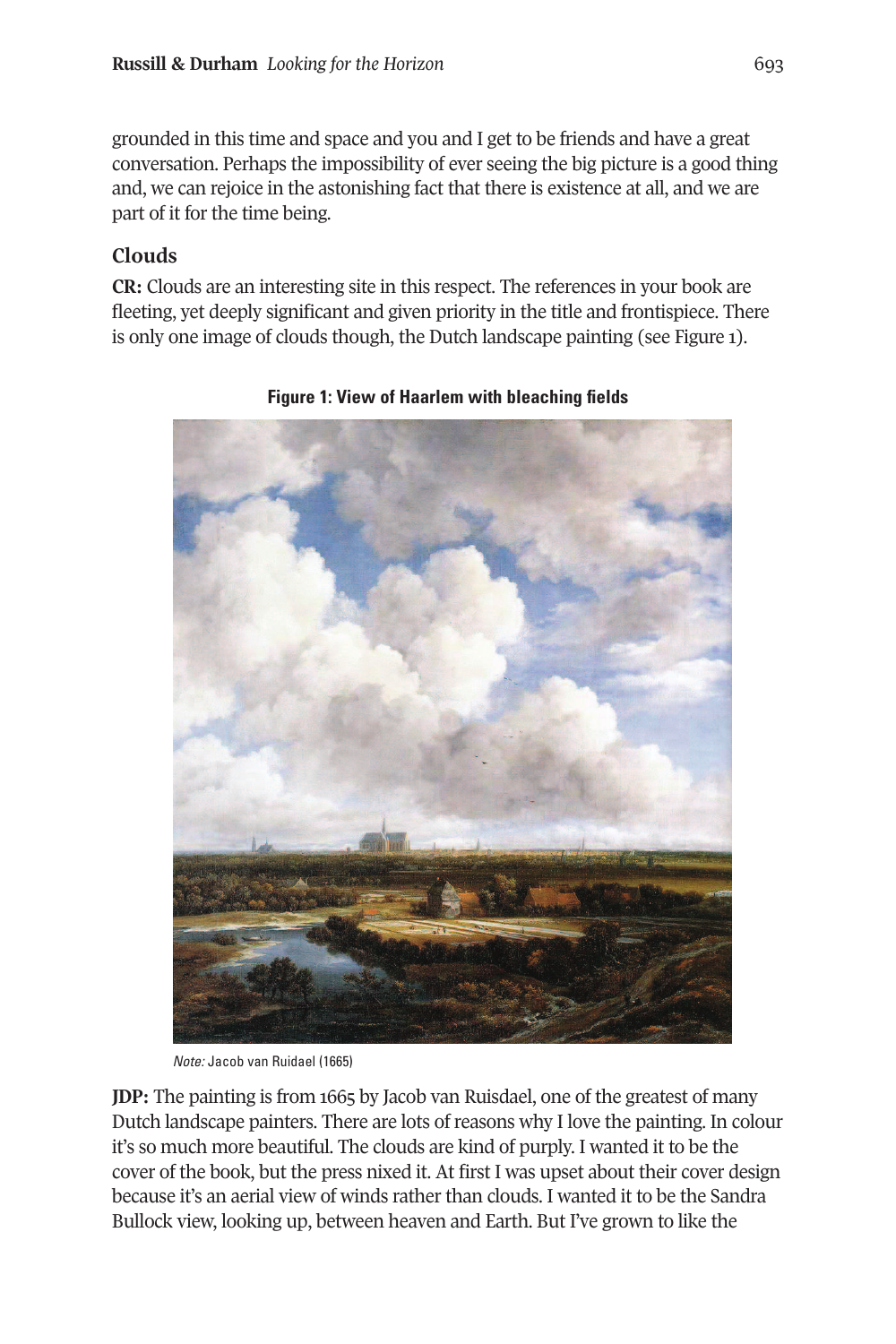grounded in this time and space and you and I get to be friends and have a great conversation. Perhaps the impossibility of ever seeing the big picture is a good thing and, we can rejoice in the astonishing fact that there is existence at all, and we are part of it for the time being.

## Clouds

**CR:** Clouds are an interesting site in this respect. The references in your book are fleeting, yet deeply significant and given priority in the title and frontispiece. There is only one image of clouds though, the Dutch landscape painting (see Figure 1).

**Figure 1: View of Haarlem with bleaching fields**

*Note:* Jacob van Ruidael (1665)

**JDP:** The painting is from 1665 by Jacob van Ruisdael, one of the greatest of many Dutch landscape painters. There are lots of reasons why I love the painting. In colour it's so much more beautiful. The clouds are kind of purply. I wanted it to be the cover of the book, but the press nixed it. At first I was upset about their cover design because it's an aerial view of winds rather than clouds. I wanted it to be the Sandra Bullock view, looking up, between heaven and Earth. But I've grown to like the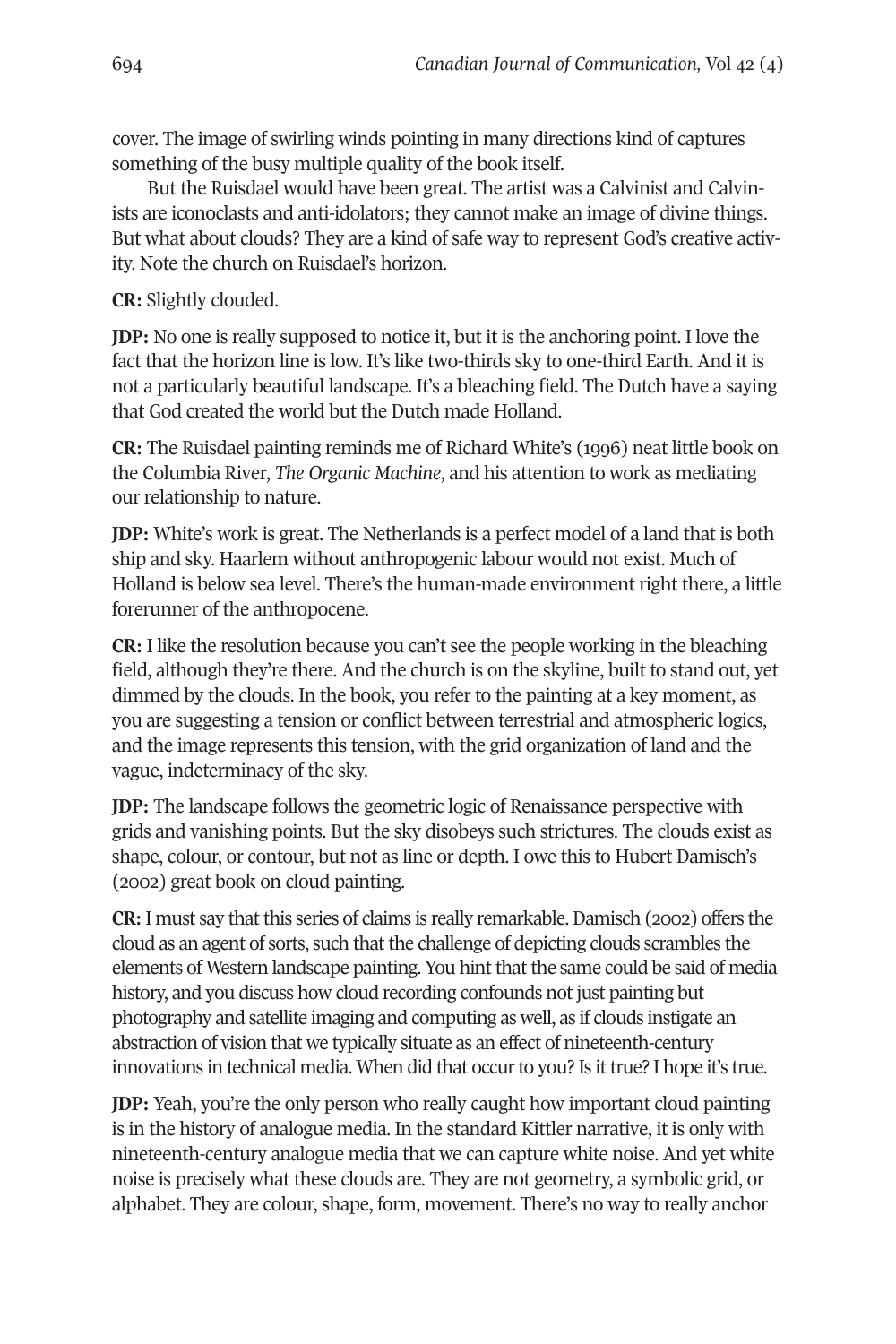cover. The image of swirling winds pointing in many directions kind of captures something of the busy multiple quality of the book itself.

But the Ruisdael would have been great. The artist was a Calvinist and Calvinists are iconoclasts and anti-idolators; they cannot make an image of divine things. But what about clouds? They are a kind of safe way to represent God's creative activity. Note the church on Ruisdael's horizon.

**CR:** Slightly clouded.

**JDP:** No one is really supposed to notice it, but it is the anchoring point. I love the fact that the horizon line is low. It's like two-thirds sky to one-third Earth. And it is not a particularly beautiful landscape. It's a bleaching field. The Dutch have a saying that God created the world but the Dutch made Holland.

**CR:** The Ruisdael painting reminds me of Richard White's (1996) neat little book on the Columbia River, *The Organic Machine*, and his attention to work as mediating our relationship to nature.

**JDP:** White's work is great. The Netherlands is a perfect model of a land that is both ship and sky. Haarlem without anthropogenic labour would not exist. Much of Holland is below sea level. There's the human-made environment right there, a little forerunner of the anthropocene.

**CR:** I like the resolution because you can't see the people working in the bleaching field, although they're there. And the church is on the skyline, built to stand out, yet dimmed by the clouds. In the book, you refer to the painting at a key moment, as you are suggesting a tension or conflict between terrestrial and atmospheric logics, and the image represents this tension, with the grid organization of land and the vague, indeterminacy of the sky.

**JDP:** The landscape follows the geometric logic of Renaissance perspective with grids and vanishing points. But the sky disobeys such strictures. The clouds exist as shape, colour, or contour, but not as line or depth. I owe this to Hubert Damisch's (2002) great book on cloud painting.

**CR:** I must say that this series of claims is really remarkable. Damisch (2002) offers the cloud as an agent of sorts, such that the challenge of depicting clouds scrambles the elements of Western landscape painting. You hint that the same could be said of media history, and you discuss how cloud recording confounds not just painting but photography and satellite imaging and computing as well, as if clouds instigate an abstraction of vision that we typically situate as an effect of nineteenth-century innovations in technical media. When did that occur to you? Is it true? I hope it's true.

**JDP:** Yeah, you're the only person who really caught how important cloud painting is in the history of analogue media. In the standard Kittler narrative, it is only with nineteenth-century analogue media that we can capture white noise. And yet white noise is precisely what these clouds are. They are not geometry, a symbolic grid, or alphabet. They are colour, shape, form, movement. There's no way to really anchor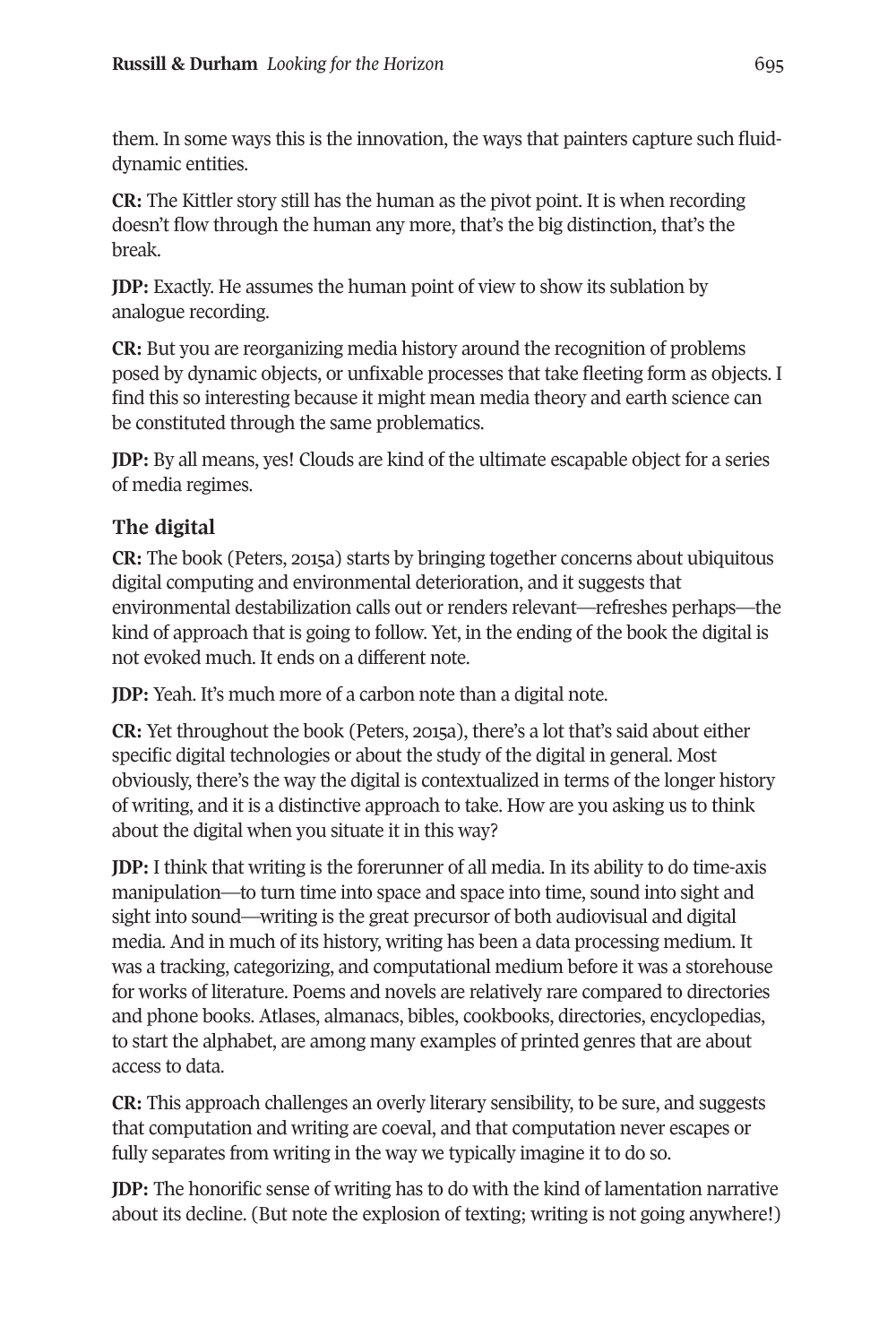them. In some ways this is the innovation, the ways that painters capture such fluid-dynamic entities.

**CR:** The Kittler story still has the human as the pivot point. It is when recording doesn't flow through the human any more, that's the big distinction, that's the break.

**JDP:** Exactly. He assumes the human point of view to show its sublation by analogue recording.

**CR:** But you are reorganizing media history around the recognition of problems posed by dynamic objects, or unfixable processes that take fleeting form as objects. I find this so interesting because it might mean media theory and earth science can be constituted through the same problematics.

**JDP:** By all means, yes! Clouds are kind of the ultimate escapable object for a series of media regimes.

## The digital

**CR:** The book (Peters, 2015a) starts by bringing together concerns about ubiquitous digital computing and environmental deterioration, and it suggests that environmental destabilization calls out or renders relevant—refreshes perhaps—the kind of approach that is going to follow. Yet, in the ending of the book the digital is not evoked much. It ends on a different note.

**JDP:** Yeah. It's much more of a carbon note than a digital note.

**CR:** Yet throughout the book (Peters, 2015a), there's a lot that's said about either specific digital technologies or about the study of the digital in general. Most obviously, there's the way the digital is contextualized in terms of the longer history of writing, and it is a distinctive approach to take. How are you asking us to think about the digital when you situate it in this way?

**JDP:** I think that writing is the forerunner of all media. In its ability to do time-axis manipulation—to turn time into space and space into time, sound into sight and sight into sound—writing is the great precursor of both audiovisual and digital media. And in much of its history, writing has been a data processing medium. It was a tracking, categorizing, and computational medium before it was a storehouse for works of literature. Poems and novels are relatively rare compared to directories and phone books. Atlases, almanacs, bibles, cookbooks, directories, encyclopedias, to start the alphabet, are among many examples of printed genres that are about access to data.

**CR:** This approach challenges an overly literary sensibility, to be sure, and suggests that computation and writing are coeval, and that computation never escapes or fully separates from writing in the way we typically imagine it to do so.

**JDP:** The honorific sense of writing has to do with the kind of lamentation narrative about its decline. (But note the explosion of texting; writing is not going anywhere!)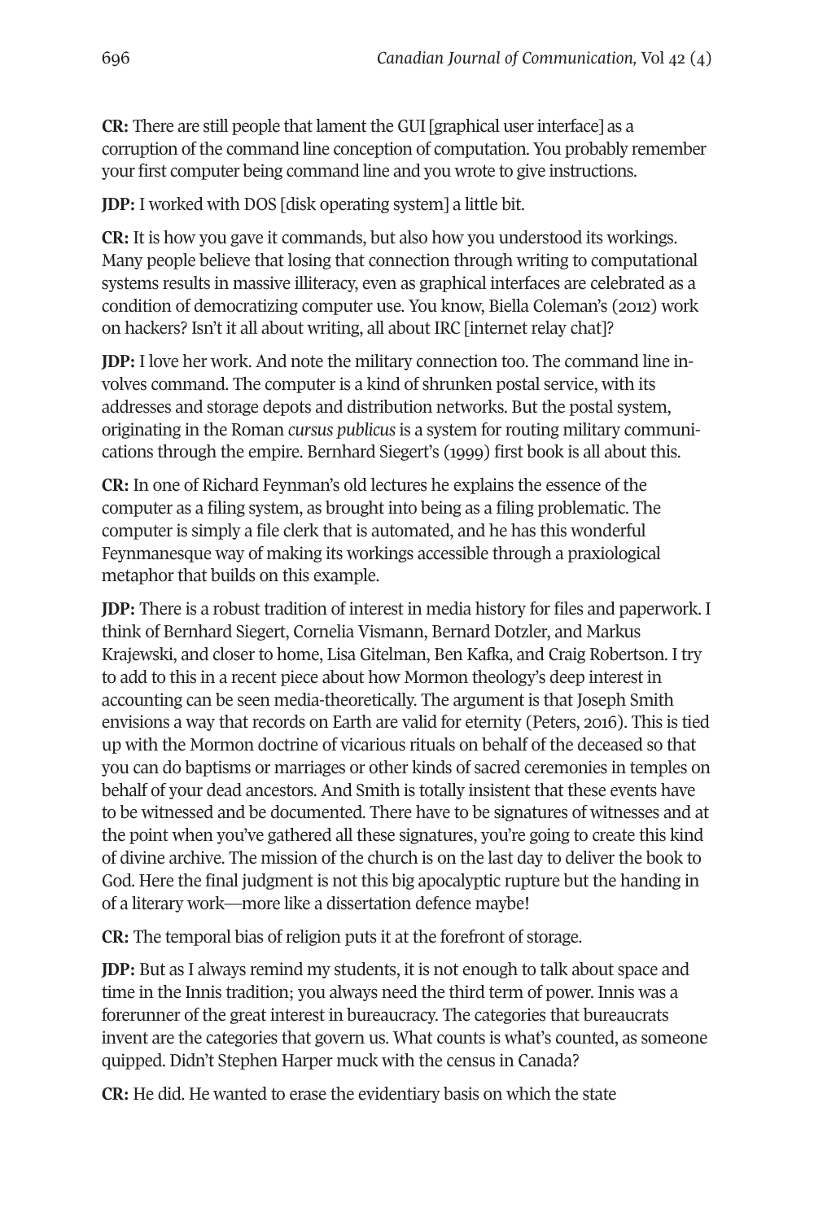**CR:** There are still people that lament the GUI [graphical user interface] as a corruption of the command line conception of computation. You probably remember your first computer being command line and you wrote to give instructions.

**JDP:** I worked with DOS [disk operating system] a little bit.

**CR:** It is how you gave it commands, but also how you understood its workings. Many people believe that losing that connection through writing to computational systems results in massive illiteracy, even as graphical interfaces are celebrated as a condition of democratizing computer use. You know, Biella Coleman's (2012) work on hackers? Isn't it all about writing, all about IRC [internet relay chat]?

**JDP:** I love her work. And note the military connection too. The command line involves command. The computer is a kind of shrunken postal service, with its addresses and storage depots and distribution networks. But the postal system, originating in the Roman *cursus publicus* is a system for routing military communications through the empire. Bernhard Siegert's (1999) first book is all about this.

**CR:** In one of Richard Feynman's old lectures he explains the essence of the computer as a filing system, as brought into being as a filing problematic. The computer is simply a file clerk that is automated, and he has this wonderful Feynmanesque way of making its workings accessible through a praxiological metaphor that builds on this example.

**JDP:** There is a robust tradition of interest in media history for files and paperwork. I think of Bernhard Siegert, Cornelia Vismann, Bernard Dotzler, and Markus Krajewski, and closer to home, Lisa Gitelman, Ben Kafka, and Craig Robertson. I try to add to this in a recent piece about how Mormon theology's deep interest in accounting can be seen media-theoretically. The argument is that Joseph Smith envisions a way that records on Earth are valid for eternity (Peters, 2016). This is tied up with the Mormon doctrine of vicarious rituals on behalf of the deceased so that you can do baptisms or marriages or other kinds of sacred ceremonies in temples on behalf of your dead ancestors. And Smith is totally insistent that these events have to be witnessed and be documented. There have to be signatures of witnesses and at the point when you've gathered all these signatures, you're going to create this kind of divine archive. The mission of the church is on the last day to deliver the book to God. Here the final judgment is not this big apocalyptic rupture but the handing in of a literary work—more like a dissertation defence maybe!

**CR:** The temporal bias of religion puts it at the forefront of storage.

**JDP:** But as I always remind my students, it is not enough to talk about space and time in the Innis tradition; you always need the third term of power. Innis was a forerunner of the great interest in bureaucracy. The categories that bureaucrats invent are the categories that govern us. What counts is what's counted, as someone quipped. Didn't Stephen Harper muck with the census in Canada?

**CR:** He did. He wanted to erase the evidentiary basis on which the state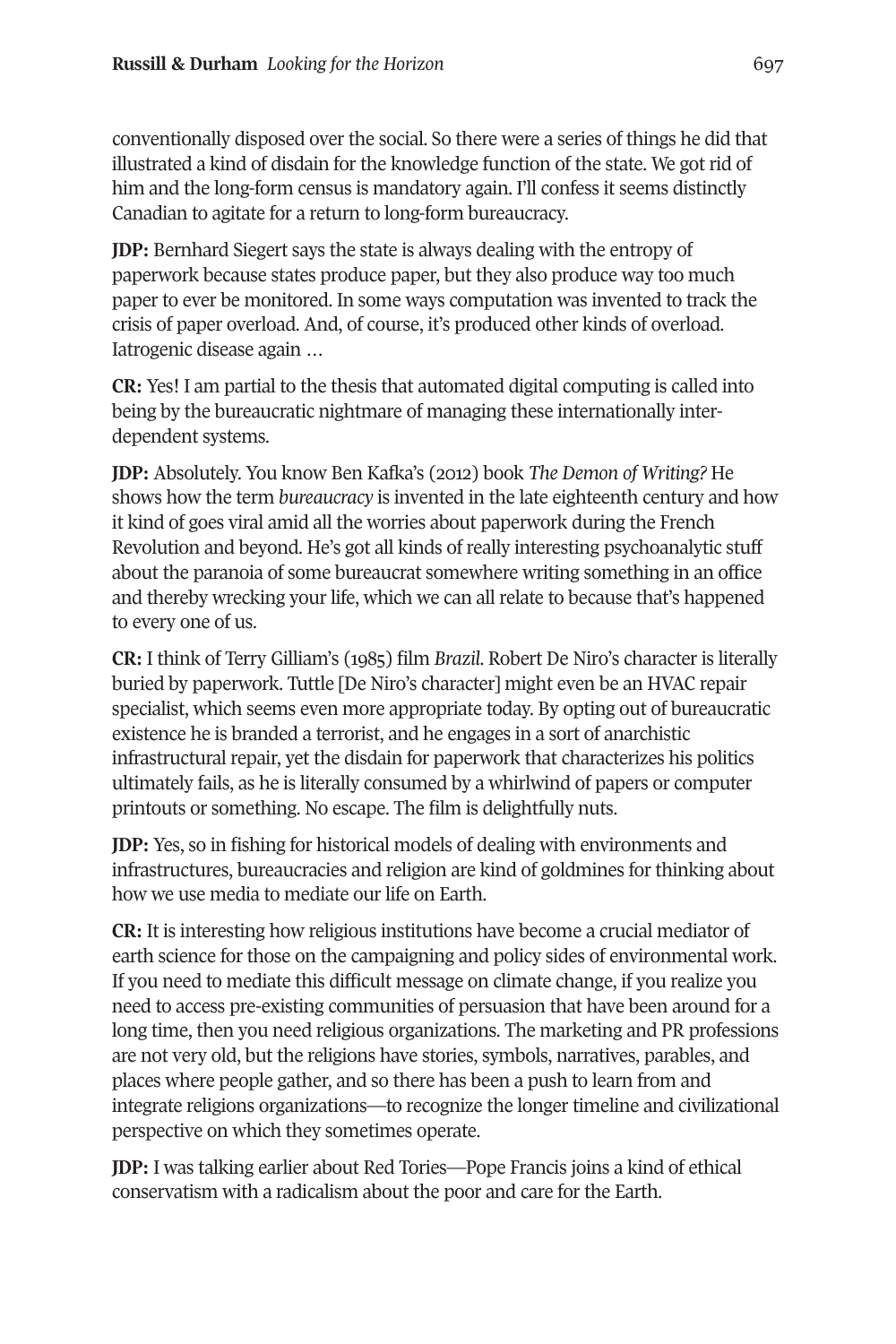conventionally disposed over the social. So there were a series of things he did that illustrated a kind of disdain for the knowledge function of the state. We got rid of him and the long-form census is mandatory again. I'll confess it seems distinctly Canadian to agitate for a return to long-form bureaucracy.

**JDP:** Bernhard Siegert says the state is always dealing with the entropy of paperwork because states produce paper, but they also produce way too much paper to ever be monitored. In some ways computation was invented to track the crisis of paper overload. And, of course, it's produced other kinds of overload. Iatrogenic disease again …

**CR:** Yes! I am partial to the thesis that automated digital computing is called into being by the bureaucratic nightmare of managing these internationally interdependent systems.

**JDP:** Absolutely. You know Ben Kafka's (2012) book *The Demon of Writing?* He shows how the term *bureaucracy* is invented in the late eighteenth century and how it kind of goes viral amid all the worries about paperwork during the French Revolution and beyond. He's got all kinds of really interesting psychoanalytic stuff about the paranoia of some bureaucrat somewhere writing something in an office and thereby wrecking your life, which we can all relate to because that's happened to every one of us.

**CR:** I think of Terry Gilliam's (1985) film *Brazil*. Robert De Niro's character is literally buried by paperwork. Tuttle [De Niro's character] might even be an HVAC repair specialist, which seems even more appropriate today. By opting out of bureaucratic existence he is branded a terrorist, and he engages in a sort of anarchistic infrastructural repair, yet the disdain for paperwork that characterizes his politics ultimately fails, as he is literally consumed by a whirlwind of papers or computer printouts or something. No escape. The film is delightfully nuts.

**JDP:** Yes, so in fishing for historical models of dealing with environments and infrastructures, bureaucracies and religion are kind of goldmines for thinking about how we use media to mediate our life on Earth.

**CR:** It is interesting how religious institutions have become a crucial mediator of earth science for those on the campaigning and policy sides of environmental work. If you need to mediate this difficult message on climate change, if you realize you need to access pre-existing communities of persuasion that have been around for a long time, then you need religious organizations. The marketing and PR professions are not very old, but the religions have stories, symbols, narratives, parables, and places where people gather, and so there has been a push to learn from and integrate religions organizations—to recognize the longer timeline and civilizational perspective on which they sometimes operate.

**JDP:** I was talking earlier about Red Tories—Pope Francis joins a kind of ethical conservatism with a radicalism about the poor and care for the Earth.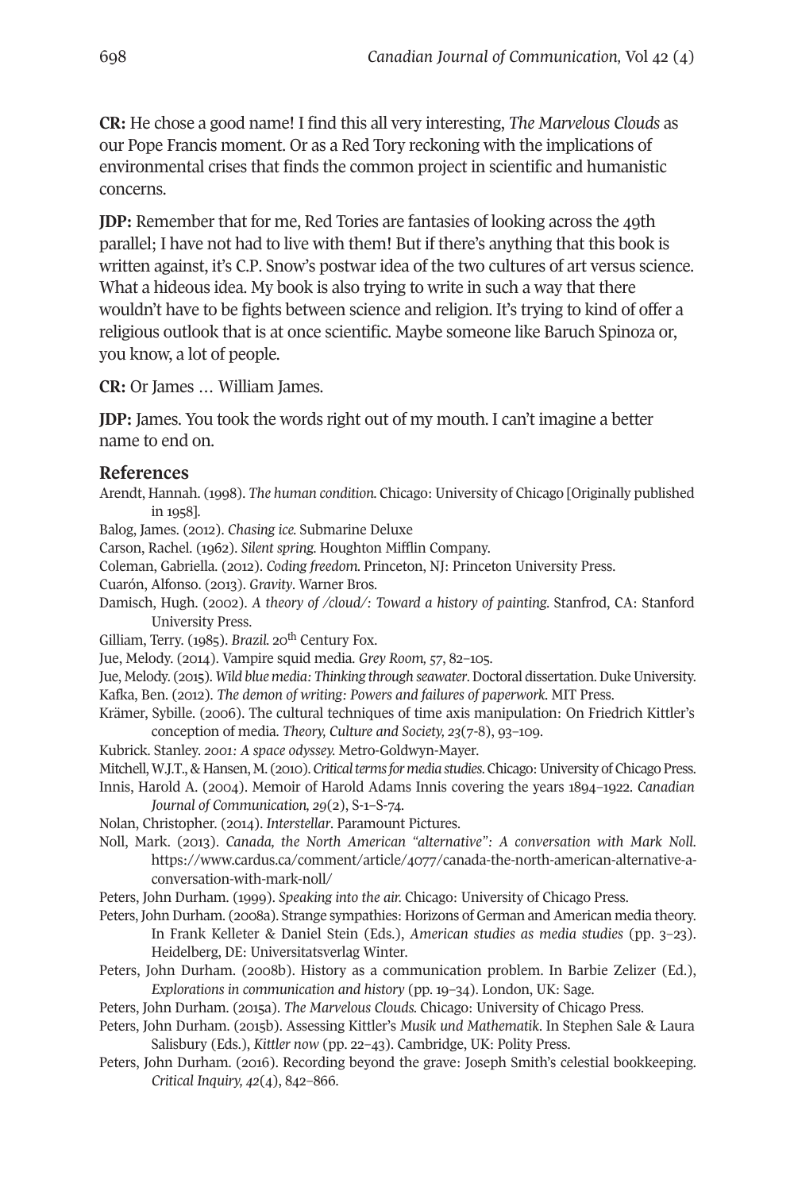**CR:** He chose a good name! I find this all very interesting, *The Marvelous Clouds* as our Pope Francis moment. Or as a Red Tory reckoning with the implications of environmental crises that finds the common project in scientific and humanistic concerns.

**JDP:** Remember that for me, Red Tories are fantasies of looking across the 49th parallel; I have not had to live with them! But if there's anything that this book is written against, it's C.P. Snow's postwar idea of the two cultures of art versus science. What a hideous idea. My book is also trying to write in such a way that there wouldn't have to be fights between science and religion. It's trying to kind of offer a religious outlook that is at once scientific. Maybe someone like Baruch Spinoza or, you know, a lot of people.

**CR:** Or James … William James.

**JDP:** James. You took the words right out of my mouth. I can't imagine a better name to end on.

## References

Arendt, Hannah. (1998). *The human condition.* Chicago: University of Chicago [Originally published in 1958].

Balog, James. (2012). *Chasing ice.* Submarine Deluxe

Carson, Rachel. (1962). *Silent spring.* Houghton Mifflin Company.

Coleman, Gabriella. (2012). *Coding freedom.* Princeton, NJ: Princeton University Press.

Cuarón, Alfonso. (2013). *Gravity*. Warner Bros.

Damisch, Hugh. (2002). *A theory of /cloud/: Toward a history of painting.* Stanfrod, CA: Stanford University Press.

Gilliam, Terry. (1985). *Brazil.* 20th Century Fox.

Jue, Melody. (2014). Vampire squid media. *Grey Room, 57*, 82–105.

Jue, Melody. (2015). *Wild blue media: Thinking through seawater*. Doctoral dissertation. Duke University.

Kafka, Ben. (2012). *The demon of writing: Powers and failures of paperwork.* MIT Press.

Krämer, Sybille. (2006). The cultural techniques of time axis manipulation: On Friedrich Kittler's conception of media. *Theory, Culture and Society, 23*(7-8), 93–109.

Kubrick. Stanley. *2001: A space odyssey.* Metro-Goldwyn-Mayer.

Mitchell, W.J.T., & Hansen, M. (2010). *Critical terms for media studies.* Chicago: University of Chicago Press.

Innis, Harold A. (2004). Memoir of Harold Adams Innis covering the years 1894–1922. *Canadian Journal of Communication, 29*(2), S-1–S-74.

Nolan, Christopher. (2014). *Interstellar*. Paramount Pictures.

Noll, Mark. (2013). *Canada, the North American "alternative": A conversation with Mark Noll.* https://www.cardus.ca/comment/article/4077/canada-the-north-american-alternative-a-conversation-with-mark-noll/

Peters, John Durham. (1999). *Speaking into the air.* Chicago: University of Chicago Press.

Peters, John Durham. (2008a). Strange sympathies: Horizons of German and American media theory. In Frank Kelleter & Daniel Stein (Eds.), *American studies as media studies* (pp. 3–23). Heidelberg, DE: Universitatsverlag Winter.

Peters, John Durham. (2008b). History as a communication problem. In Barbie Zelizer (Ed.), *Explorations in communication and history* (pp. 19–34). London, UK: Sage.

Peters, John Durham. (2015a). *The Marvelous Clouds.* Chicago: University of Chicago Press.

Peters, John Durham. (2015b). Assessing Kittler's *Musik und Mathematik*. In Stephen Sale & Laura Salisbury (Eds.), *Kittler now* (pp. 22–43). Cambridge, UK: Polity Press.

Peters, John Durham. (2016). Recording beyond the grave: Joseph Smith's celestial bookkeeping. *Critical Inquiry, 42*(4), 842–866.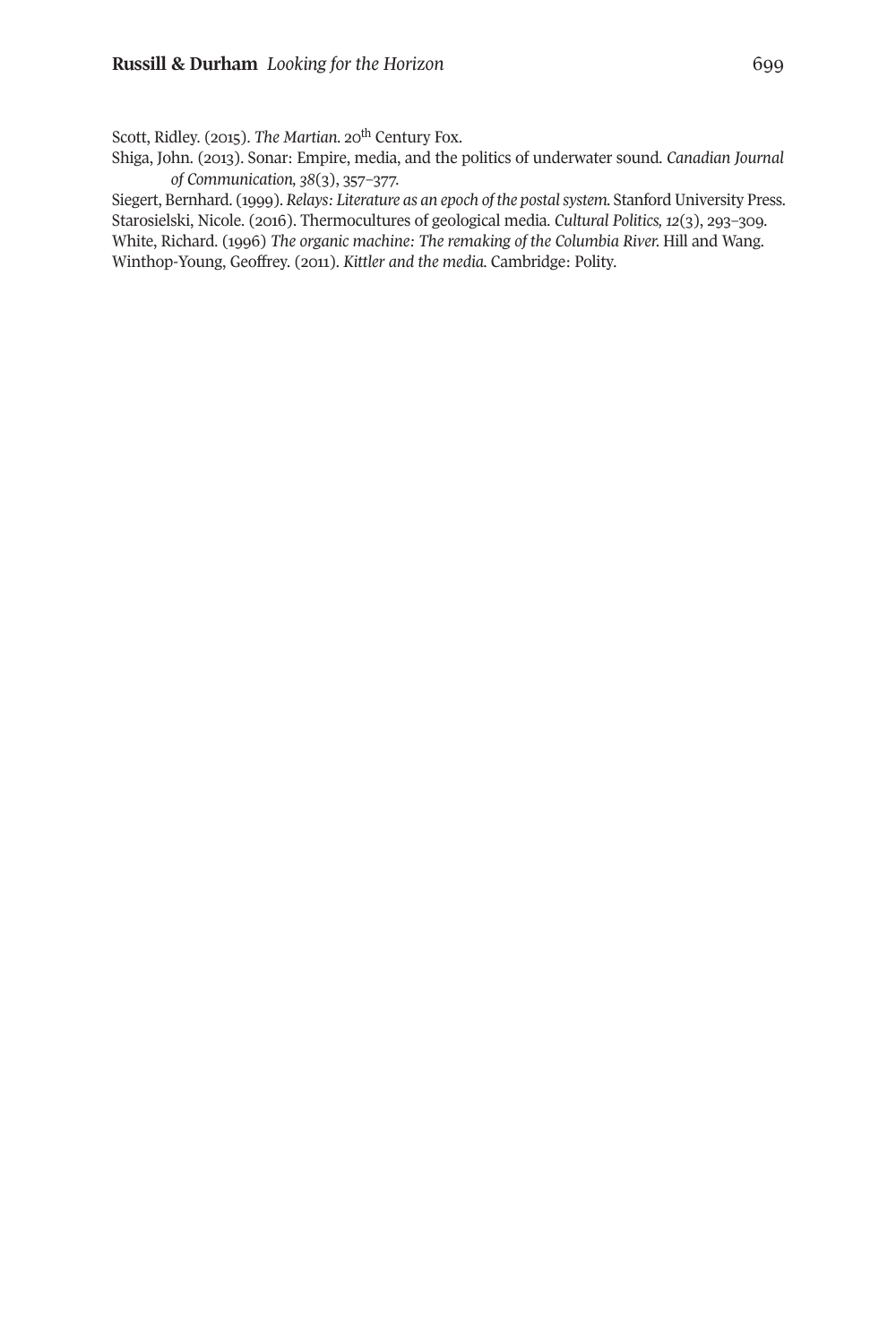Scott, Ridley. (2015). *The Martian*. 20th Century Fox.

Shiga, John. (2013). Sonar: Empire, media, and the politics of underwater sound. *Canadian Journal of Communication, 38*(3), 357–377.

Siegert, Bernhard. (1999). *Relays: Literature as an epoch of the postal system.* Stanford University Press.

Starosielski, Nicole. (2016). Thermocultures of geological media. *Cultural Politics, 12*(3), 293–309.

White, Richard. (1996) *The organic machine: The remaking of the Columbia River.* Hill and Wang.

Winthop-Young, Geoffrey. (2011). *Kittler and the media.* Cambridge: Polity.